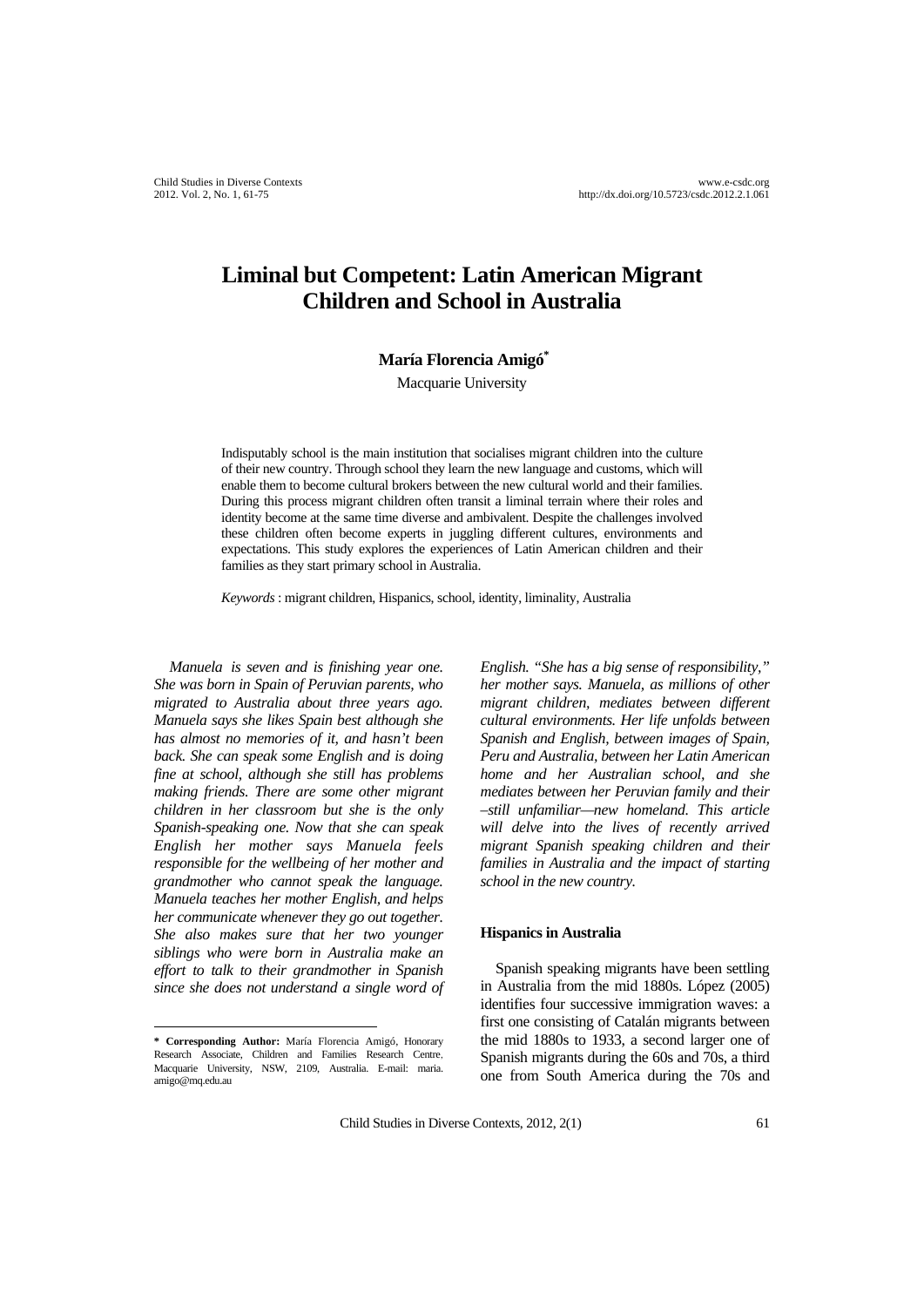# Liminal but Competent: Latin American Migrant Children and School in Australia

**María Florencia Amigó**[*]

Macquarie University

Indisputably school is the main institution that socialises migrant children into the culture of their new country. Through school they learn the new language and customs, which will enable them to become cultural brokers between the new cultural world and their families. During this process migrant children often transit a liminal terrain where their roles and identity become at the same time diverse and ambivalent. Despite the challenges involved these children often become experts in juggling different cultures, environments and expectations. This study explores the experiences of Latin American children and their families as they start primary school in Australia.

*Keywords*: migrant children, Hispanics, school, identity, liminality, Australia

*Manuela is seven and is finishing year one. She was born in Spain of Peruvian parents, who migrated to Australia about three years ago. Manuela says she likes Spain best although she has almost no memories of it, and hasn't been back. She can speak some English and is doing fine at school, although she still has problems making friends. There are some other migrant children in her classroom but she is the only Spanish-speaking one. Now that she can speak English her mother says Manuela feels responsible for the wellbeing of her mother and grandmother who cannot speak the language. Manuela teaches her mother English, and helps her communicate whenever they go out together. She also makes sure that her two younger siblings who were born in Australia make an effort to talk to their grandmother in Spanish since she does not understand a single word of English. "She has a big sense of responsibility," her mother says. Manuela, as millions of other migrant children, mediates between different cultural environments. Her life unfolds between Spanish and English, between images of Spain, Peru and Australia, between her Latin American home and her Australian school, and she mediates between her Peruvian family and their –still unfamiliar—new homeland. This article will delve into the lives of recently arrived migrant Spanish speaking children and their families in Australia and the impact of starting school in the new country.*

## Hispanics in Australia

Spanish speaking migrants have been settling in Australia from the mid 1880s. López (2005) identifies four successive immigration waves: a first one consisting of Catalán migrants between the mid 1880s to 1933, a second larger one of Spanish migrants during the 60s and 70s, a third one from South America during the 70s and

---

[*] **Corresponding Author:** María Florencia Amigó, Honorary Research Associate, Children and Families Research Centre, Macquarie University, NSW, 2109, Australia. E-mail: maria.amigo@mq.edu.au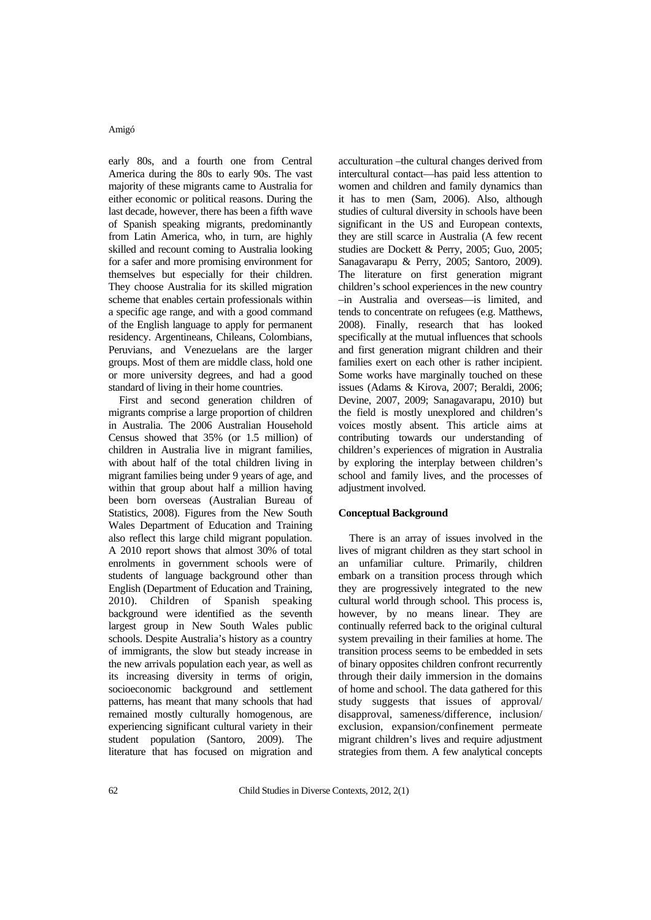early 80s, and a fourth one from Central America during the 80s to early 90s. The vast majority of these migrants came to Australia for either economic or political reasons. During the last decade, however, there has been a fifth wave of Spanish speaking migrants, predominantly from Latin America, who, in turn, are highly skilled and recount coming to Australia looking for a safer and more promising environment for themselves but especially for their children. They choose Australia for its skilled migration scheme that enables certain professionals within a specific age range, and with a good command of the English language to apply for permanent residency. Argentineans, Chileans, Colombians, Peruvians, and Venezuelans are the larger groups. Most of them are middle class, hold one or more university degrees, and had a good standard of living in their home countries.

First and second generation children of migrants comprise a large proportion of children in Australia. The 2006 Australian Household Census showed that 35% (or 1.5 million) of children in Australia live in migrant families, with about half of the total children living in migrant families being under 9 years of age, and within that group about half a million having been born overseas (Australian Bureau of Statistics, 2008). Figures from the New South Wales Department of Education and Training also reflect this large child migrant population. A 2010 report shows that almost 30% of total enrolments in government schools were of students of language background other than English (Department of Education and Training, 2010). Children of Spanish speaking background were identified as the seventh largest group in New South Wales public schools. Despite Australia's history as a country of immigrants, the slow but steady increase in the new arrivals population each year, as well as its increasing diversity in terms of origin, socioeconomic background and settlement patterns, has meant that many schools that had remained mostly culturally homogenous, are experiencing significant cultural variety in their student population (Santoro, 2009). The literature that has focused on migration and acculturation –the cultural changes derived from intercultural contact—has paid less attention to women and children and family dynamics than it has to men (Sam, 2006). Also, although studies of cultural diversity in schools have been significant in the US and European contexts, they are still scarce in Australia (A few recent studies are Dockett & Perry, 2005; Guo, 2005; Sanagavarapu & Perry, 2005; Santoro, 2009). The literature on first generation migrant children's school experiences in the new country –in Australia and overseas—is limited, and tends to concentrate on refugees (e.g. Matthews, 2008). Finally, research that has looked specifically at the mutual influences that schools and first generation migrant children and their families exert on each other is rather incipient. Some works have marginally touched on these issues (Adams & Kirova, 2007; Beraldi, 2006; Devine, 2007, 2009; Sanagavarapu, 2010) but the field is mostly unexplored and children's voices mostly absent. This article aims at contributing towards our understanding of children's experiences of migration in Australia by exploring the interplay between children's school and family lives, and the processes of adjustment involved.

## Conceptual Background

There is an array of issues involved in the lives of migrant children as they start school in an unfamiliar culture. Primarily, children embark on a transition process through which they are progressively integrated to the new cultural world through school. This process is, however, by no means linear. They are continually referred back to the original cultural system prevailing in their families at home. The transition process seems to be embedded in sets of binary opposites children confront recurrently through their daily immersion in the domains of home and school. The data gathered for this study suggests that issues of approval/ disapproval, sameness/difference, inclusion/ exclusion, expansion/confinement permeate migrant children's lives and require adjustment strategies from them. A few analytical concepts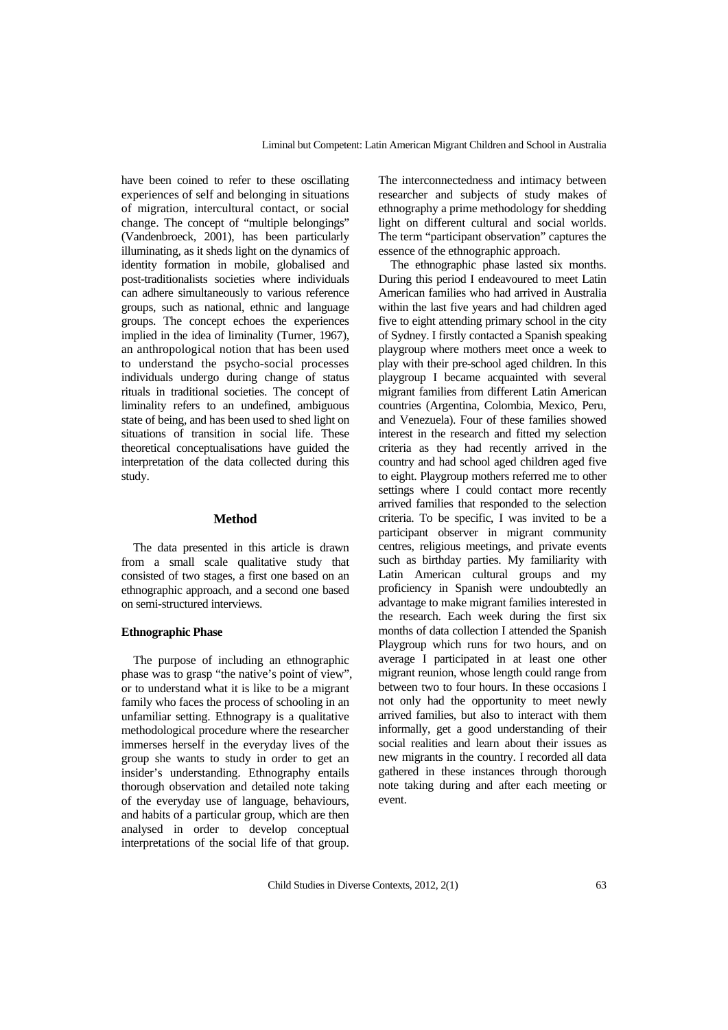have been coined to refer to these oscillating experiences of self and belonging in situations of migration, intercultural contact, or social change. The concept of "multiple belongings" (Vandenbroeck, 2001), has been particularly illuminating, as it sheds light on the dynamics of identity formation in mobile, globalised and post-traditionalists societies where individuals can adhere simultaneously to various reference groups, such as national, ethnic and language groups. The concept echoes the experiences implied in the idea of liminality (Turner, 1967), an anthropological notion that has been used to understand the psycho-social processes individuals undergo during change of status rituals in traditional societies. The concept of liminality refers to an undefined, ambiguous state of being, and has been used to shed light on situations of transition in social life. These theoretical conceptualisations have guided the interpretation of the data collected during this study.

## Method

The data presented in this article is drawn from a small scale qualitative study that consisted of two stages, a first one based on an ethnographic approach, and a second one based on semi-structured interviews.

### Ethnographic Phase

The purpose of including an ethnographic phase was to grasp "the native's point of view", or to understand what it is like to be a migrant family who faces the process of schooling in an unfamiliar setting. Ethnograpy is a qualitative methodological procedure where the researcher immerses herself in the everyday lives of the group she wants to study in order to get an insider's understanding. Ethnography entails thorough observation and detailed note taking of the everyday use of language, behaviours, and habits of a particular group, which are then analysed in order to develop conceptual interpretations of the social life of that group. The interconnectedness and intimacy between researcher and subjects of study makes of ethnography a prime methodology for shedding light on different cultural and social worlds. The term "participant observation" captures the essence of the ethnographic approach.

The ethnographic phase lasted six months. During this period I endeavoured to meet Latin American families who had arrived in Australia within the last five years and had children aged five to eight attending primary school in the city of Sydney. I firstly contacted a Spanish speaking playgroup where mothers meet once a week to play with their pre-school aged children. In this playgroup I became acquainted with several migrant families from different Latin American countries (Argentina, Colombia, Mexico, Peru, and Venezuela). Four of these families showed interest in the research and fitted my selection criteria as they had recently arrived in the country and had school aged children aged five to eight. Playgroup mothers referred me to other settings where I could contact more recently arrived families that responded to the selection criteria. To be specific, I was invited to be a participant observer in migrant community centres, religious meetings, and private events such as birthday parties. My familiarity with Latin American cultural groups and my proficiency in Spanish were undoubtedly an advantage to make migrant families interested in the research. Each week during the first six months of data collection I attended the Spanish Playgroup which runs for two hours, and on average I participated in at least one other migrant reunion, whose length could range from between two to four hours. In these occasions I not only had the opportunity to meet newly arrived families, but also to interact with them informally, get a good understanding of their social realities and learn about their issues as new migrants in the country. I recorded all data gathered in these instances through thorough note taking during and after each meeting or event.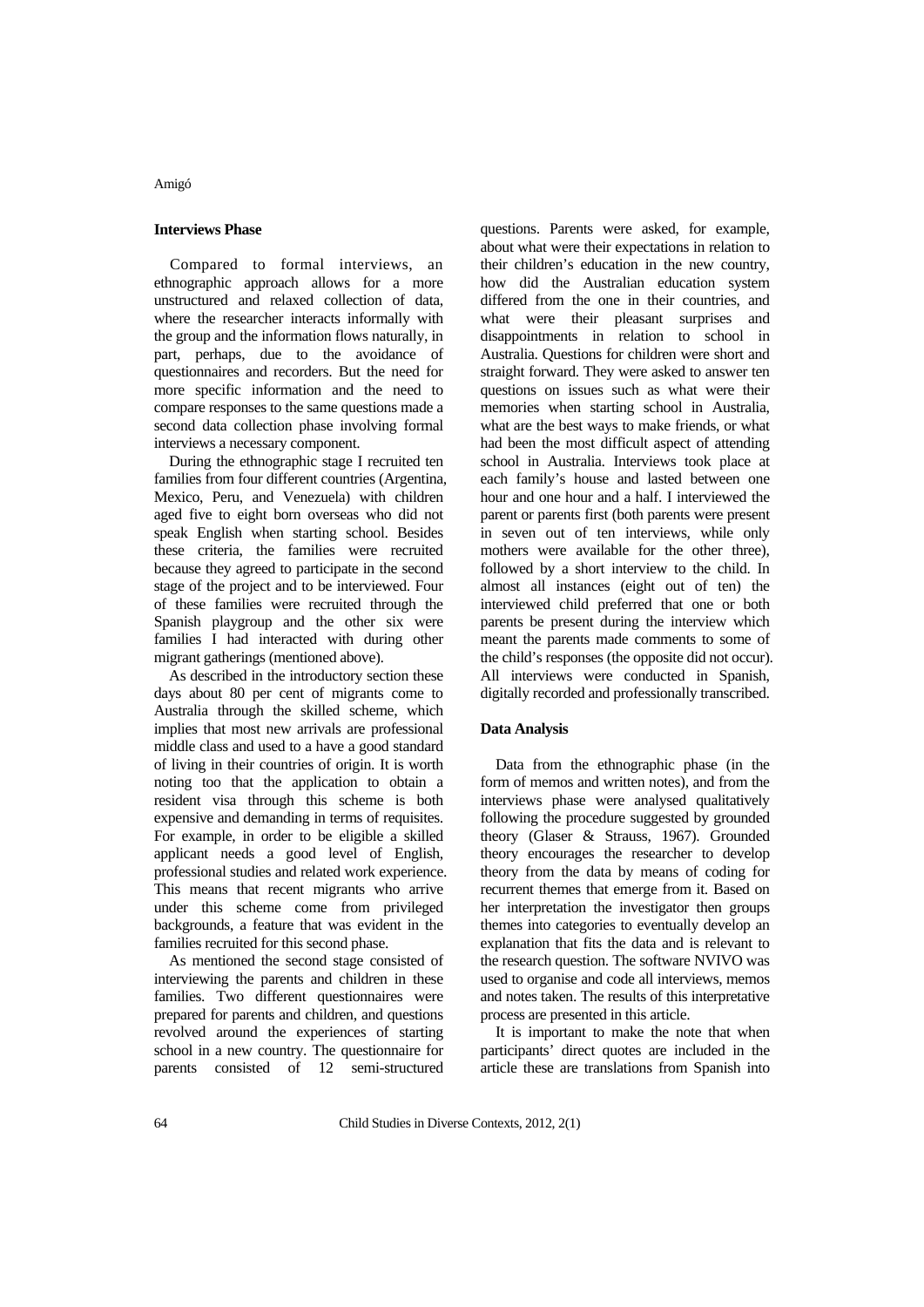### Interviews Phase

Compared to formal interviews, an ethnographic approach allows for a more unstructured and relaxed collection of data, where the researcher interacts informally with the group and the information flows naturally, in part, perhaps, due to the avoidance of questionnaires and recorders. But the need for more specific information and the need to compare responses to the same questions made a second data collection phase involving formal interviews a necessary component.

During the ethnographic stage I recruited ten families from four different countries (Argentina, Mexico, Peru, and Venezuela) with children aged five to eight born overseas who did not speak English when starting school. Besides these criteria, the families were recruited because they agreed to participate in the second stage of the project and to be interviewed. Four of these families were recruited through the Spanish playgroup and the other six were families I had interacted with during other migrant gatherings (mentioned above).

As described in the introductory section these days about 80 per cent of migrants come to Australia through the skilled scheme, which implies that most new arrivals are professional middle class and used to a have a good standard of living in their countries of origin. It is worth noting too that the application to obtain a resident visa through this scheme is both expensive and demanding in terms of requisites. For example, in order to be eligible a skilled applicant needs a good level of English, professional studies and related work experience. This means that recent migrants who arrive under this scheme come from privileged backgrounds, a feature that was evident in the families recruited for this second phase.

As mentioned the second stage consisted of interviewing the parents and children in these families. Two different questionnaires were prepared for parents and children, and questions revolved around the experiences of starting school in a new country. The questionnaire for parents consisted of 12 semi-structured questions. Parents were asked, for example, about what were their expectations in relation to their children's education in the new country, how did the Australian education system differed from the one in their countries, and what were their pleasant surprises and disappointments in relation to school in Australia. Questions for children were short and straight forward. They were asked to answer ten questions on issues such as what were their memories when starting school in Australia, what are the best ways to make friends, or what had been the most difficult aspect of attending school in Australia. Interviews took place at each family's house and lasted between one hour and one hour and a half. I interviewed the parent or parents first (both parents were present in seven out of ten interviews, while only mothers were available for the other three), followed by a short interview to the child. In almost all instances (eight out of ten) the interviewed child preferred that one or both parents be present during the interview which meant the parents made comments to some of the child's responses (the opposite did not occur). All interviews were conducted in Spanish, digitally recorded and professionally transcribed.

### Data Analysis

Data from the ethnographic phase (in the form of memos and written notes), and from the interviews phase were analysed qualitatively following the procedure suggested by grounded theory (Glaser & Strauss, 1967). Grounded theory encourages the researcher to develop theory from the data by means of coding for recurrent themes that emerge from it. Based on her interpretation the investigator then groups themes into categories to eventually develop an explanation that fits the data and is relevant to the research question. The software NVIVO was used to organise and code all interviews, memos and notes taken. The results of this interpretative process are presented in this article.

It is important to make the note that when participants' direct quotes are included in the article these are translations from Spanish into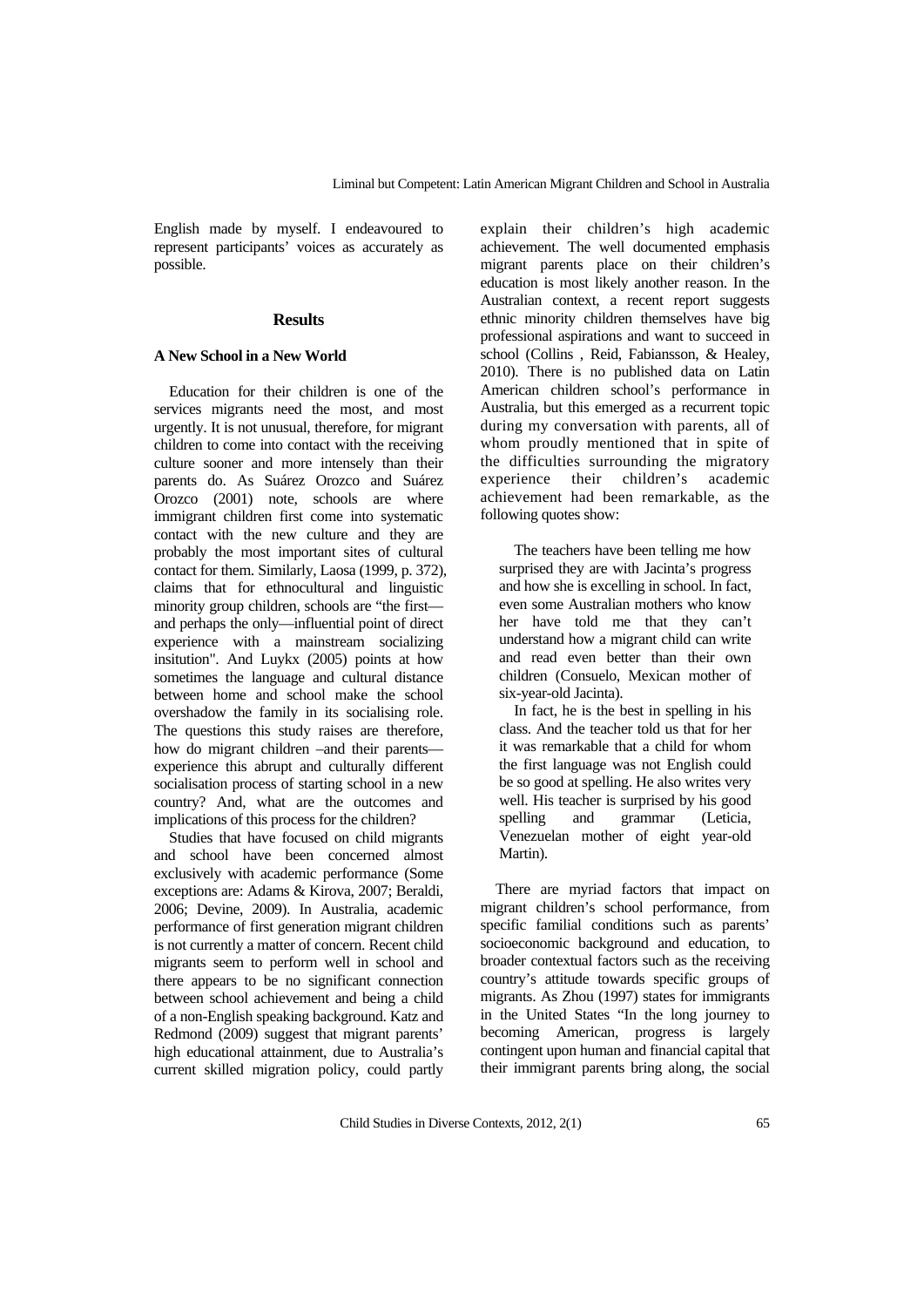English made by myself. I endeavoured to represent participants' voices as accurately as possible.

## Results

### A New School in a New World

Education for their children is one of the services migrants need the most, and most urgently. It is not unusual, therefore, for migrant children to come into contact with the receiving culture sooner and more intensely than their parents do. As Suárez Orozco and Suárez Orozco (2001) note, schools are where immigrant children first come into systematic contact with the new culture and they are probably the most important sites of cultural contact for them. Similarly, Laosa (1999, p. 372), claims that for ethnocultural and linguistic minority group children, schools are "the first—and perhaps the only—influential point of direct experience with a mainstream socializing insitution". And Luykx (2005) points at how sometimes the language and cultural distance between home and school make the school overshadow the family in its socialising role. The questions this study raises are therefore, how do migrant children –and their parents— experience this abrupt and culturally different socialisation process of starting school in a new country? And, what are the outcomes and implications of this process for the children?

Studies that have focused on child migrants and school have been concerned almost exclusively with academic performance (Some exceptions are: Adams & Kirova, 2007; Beraldi, 2006; Devine, 2009). In Australia, academic performance of first generation migrant children is not currently a matter of concern. Recent child migrants seem to perform well in school and there appears to be no significant connection between school achievement and being a child of a non-English speaking background. Katz and Redmond (2009) suggest that migrant parents' high educational attainment, due to Australia's current skilled migration policy, could partly explain their children's high academic achievement. The well documented emphasis migrant parents place on their children's education is most likely another reason. In the Australian context, a recent report suggests ethnic minority children themselves have big professional aspirations and want to succeed in school (Collins , Reid, Fabiansson, & Healey, 2010). There is no published data on Latin American children school's performance in Australia, but this emerged as a recurrent topic during my conversation with parents, all of whom proudly mentioned that in spite of the difficulties surrounding the migratory experience their children's academic achievement had been remarkable, as the following quotes show:

> The teachers have been telling me how surprised they are with Jacinta's progress and how she is excelling in school. In fact, even some Australian mothers who know her have told me that they can't understand how a migrant child can write and read even better than their own children (Consuelo, Mexican mother of six-year-old Jacinta).
>
> In fact, he is the best in spelling in his class. And the teacher told us that for her it was remarkable that a child for whom the first language was not English could be so good at spelling. He also writes very well. His teacher is surprised by his good spelling and grammar (Leticia, Venezuelan mother of eight year-old Martin).

There are myriad factors that impact on migrant children's school performance, from specific familial conditions such as parents' socioeconomic background and education, to broader contextual factors such as the receiving country's attitude towards specific groups of migrants. As Zhou (1997) states for immigrants in the United States "In the long journey to becoming American, progress is largely contingent upon human and financial capital that their immigrant parents bring along, the social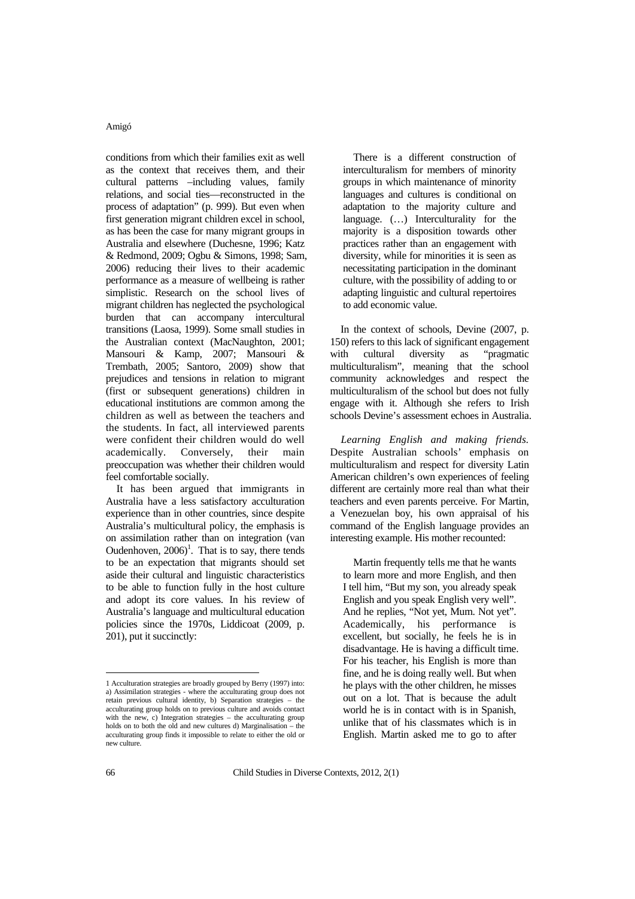conditions from which their families exit as well as the context that receives them, and their cultural patterns –including values, family relations, and social ties—reconstructed in the process of adaptation" (p. 999). But even when first generation migrant children excel in school, as has been the case for many migrant groups in Australia and elsewhere (Duchesne, 1996; Katz & Redmond, 2009; Ogbu & Simons, 1998; Sam, 2006) reducing their lives to their academic performance as a measure of wellbeing is rather simplistic. Research on the school lives of migrant children has neglected the psychological burden that can accompany intercultural transitions (Laosa, 1999). Some small studies in the Australian context (MacNaughton, 2001; Mansouri & Kamp, 2007; Mansouri & Trembath, 2005; Santoro, 2009) show that prejudices and tensions in relation to migrant (first or subsequent generations) children in educational institutions are common among the children as well as between the teachers and the students. In fact, all interviewed parents were confident their children would do well academically. Conversely, their main preoccupation was whether their children would feel comfortable socially.

It has been argued that immigrants in Australia have a less satisfactory acculturation experience than in other countries, since despite Australia's multicultural policy, the emphasis is on assimilation rather than on integration (van Oudenhoven, 2006)[1]. That is to say, there tends to be an expectation that migrants should set aside their cultural and linguistic characteristics to be able to function fully in the host culture and adopt its core values. In his review of Australia's language and multicultural education policies since the 1970s, Liddicoat (2009, p. 201), put it succinctly:

> There is a different construction of interculturalism for members of minority groups in which maintenance of minority languages and cultures is conditional on adaptation to the majority culture and language. (…) Interculturality for the majority is a disposition towards other practices rather than an engagement with diversity, while for minorities it is seen as necessitating participation in the dominant culture, with the possibility of adding to or adapting linguistic and cultural repertoires to add economic value.

In the context of schools, Devine (2007, p. 150) refers to this lack of significant engagement with cultural diversity as "pragmatic multiculturalism", meaning that the school community acknowledges and respect the multiculturalism of the school but does not fully engage with it. Although she refers to Irish schools Devine's assessment echoes in Australia.

*Learning English and making friends.* Despite Australian schools' emphasis on multiculturalism and respect for diversity Latin American children's own experiences of feeling different are certainly more real than what their teachers and even parents perceive. For Martin, a Venezuelan boy, his own appraisal of his command of the English language provides an interesting example. His mother recounted:

> Martin frequently tells me that he wants to learn more and more English, and then I tell him, "But my son, you already speak English and you speak English very well". And he replies, "Not yet, Mum. Not yet". Academically, his performance is excellent, but socially, he feels he is in disadvantage. He is having a difficult time. For his teacher, his English is more than fine, and he is doing really well. But when he plays with the other children, he misses out on a lot. That is because the adult world he is in contact with is in Spanish, unlike that of his classmates which is in English. Martin asked me to go to after

[1] Acculturation strategies are broadly grouped by Berry (1997) into: a) Assimilation strategies - where the acculturating group does not retain previous cultural identity, b) Separation strategies – the acculturating group holds on to previous culture and avoids contact with the new, c) Integration strategies – the acculturating group holds on to both the old and new cultures d) Marginalisation – the acculturating group finds it impossible to relate to either the old or new culture.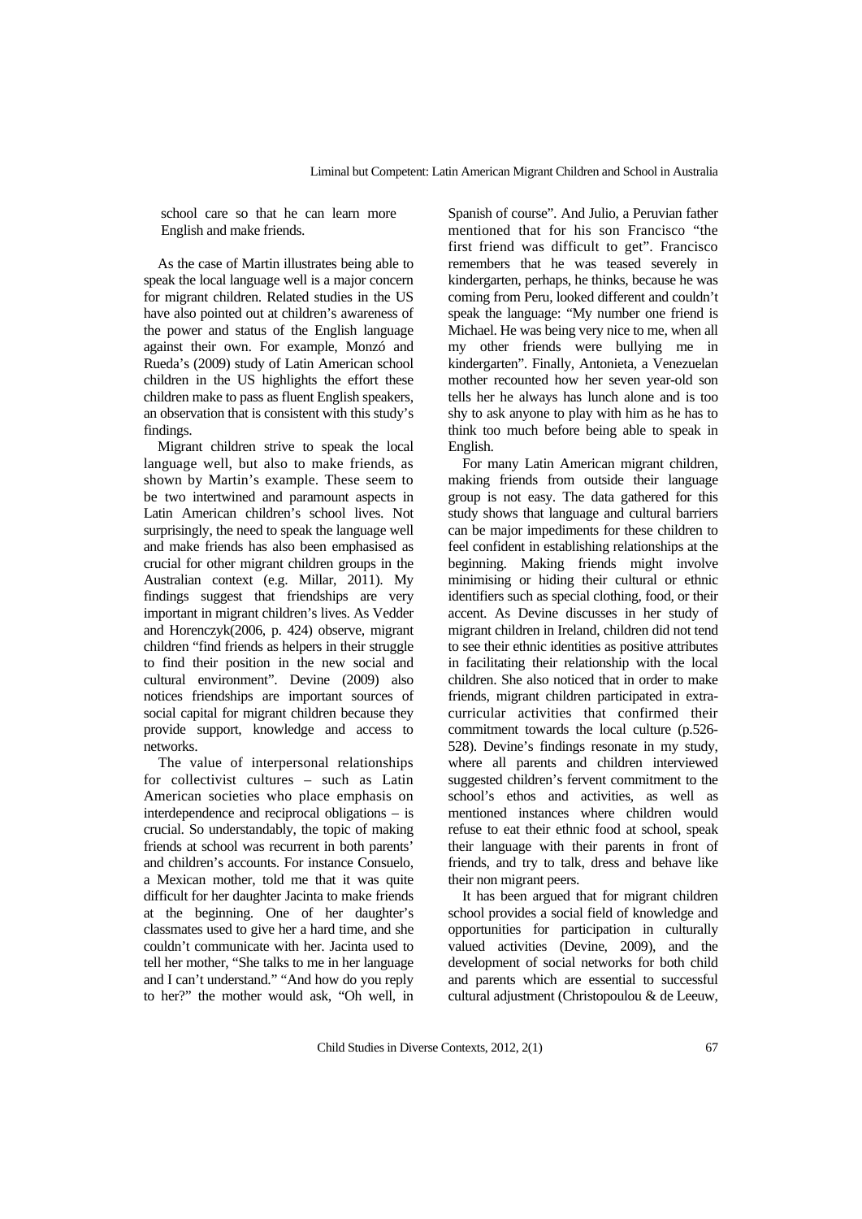school care so that he can learn more English and make friends.

As the case of Martin illustrates being able to speak the local language well is a major concern for migrant children. Related studies in the US have also pointed out at children's awareness of the power and status of the English language against their own. For example, Monzó and Rueda's (2009) study of Latin American school children in the US highlights the effort these children make to pass as fluent English speakers, an observation that is consistent with this study's findings.

Migrant children strive to speak the local language well, but also to make friends, as shown by Martin's example. These seem to be two intertwined and paramount aspects in Latin American children's school lives. Not surprisingly, the need to speak the language well and make friends has also been emphasised as crucial for other migrant children groups in the Australian context (e.g. Millar, 2011). My findings suggest that friendships are very important in migrant children's lives. As Vedder and Horenczyk(2006, p. 424) observe, migrant children "find friends as helpers in their struggle to find their position in the new social and cultural environment". Devine (2009) also notices friendships are important sources of social capital for migrant children because they provide support, knowledge and access to networks.

The value of interpersonal relationships for collectivist cultures – such as Latin American societies who place emphasis on interdependence and reciprocal obligations – is crucial. So understandably, the topic of making friends at school was recurrent in both parents' and children's accounts. For instance Consuelo, a Mexican mother, told me that it was quite difficult for her daughter Jacinta to make friends at the beginning. One of her daughter's classmates used to give her a hard time, and she couldn't communicate with her. Jacinta used to tell her mother, "She talks to me in her language and I can't understand." "And how do you reply to her?" the mother would ask, "Oh well, in Spanish of course". And Julio, a Peruvian father mentioned that for his son Francisco "the first friend was difficult to get". Francisco remembers that he was teased severely in kindergarten, perhaps, he thinks, because he was coming from Peru, looked different and couldn't speak the language: "My number one friend is Michael. He was being very nice to me, when all my other friends were bullying me in kindergarten". Finally, Antonieta, a Venezuelan mother recounted how her seven year-old son tells her he always has lunch alone and is too shy to ask anyone to play with him as he has to think too much before being able to speak in English.

For many Latin American migrant children, making friends from outside their language group is not easy. The data gathered for this study shows that language and cultural barriers can be major impediments for these children to feel confident in establishing relationships at the beginning. Making friends might involve minimising or hiding their cultural or ethnic identifiers such as special clothing, food, or their accent. As Devine discusses in her study of migrant children in Ireland, children did not tend to see their ethnic identities as positive attributes in facilitating their relationship with the local children. She also noticed that in order to make friends, migrant children participated in extra-curricular activities that confirmed their commitment towards the local culture (p.526-528). Devine's findings resonate in my study, where all parents and children interviewed suggested children's fervent commitment to the school's ethos and activities, as well as mentioned instances where children would refuse to eat their ethnic food at school, speak their language with their parents in front of friends, and try to talk, dress and behave like their non migrant peers.

It has been argued that for migrant children school provides a social field of knowledge and opportunities for participation in culturally valued activities (Devine, 2009), and the development of social networks for both child and parents which are essential to successful cultural adjustment (Christopoulou & de Leeuw,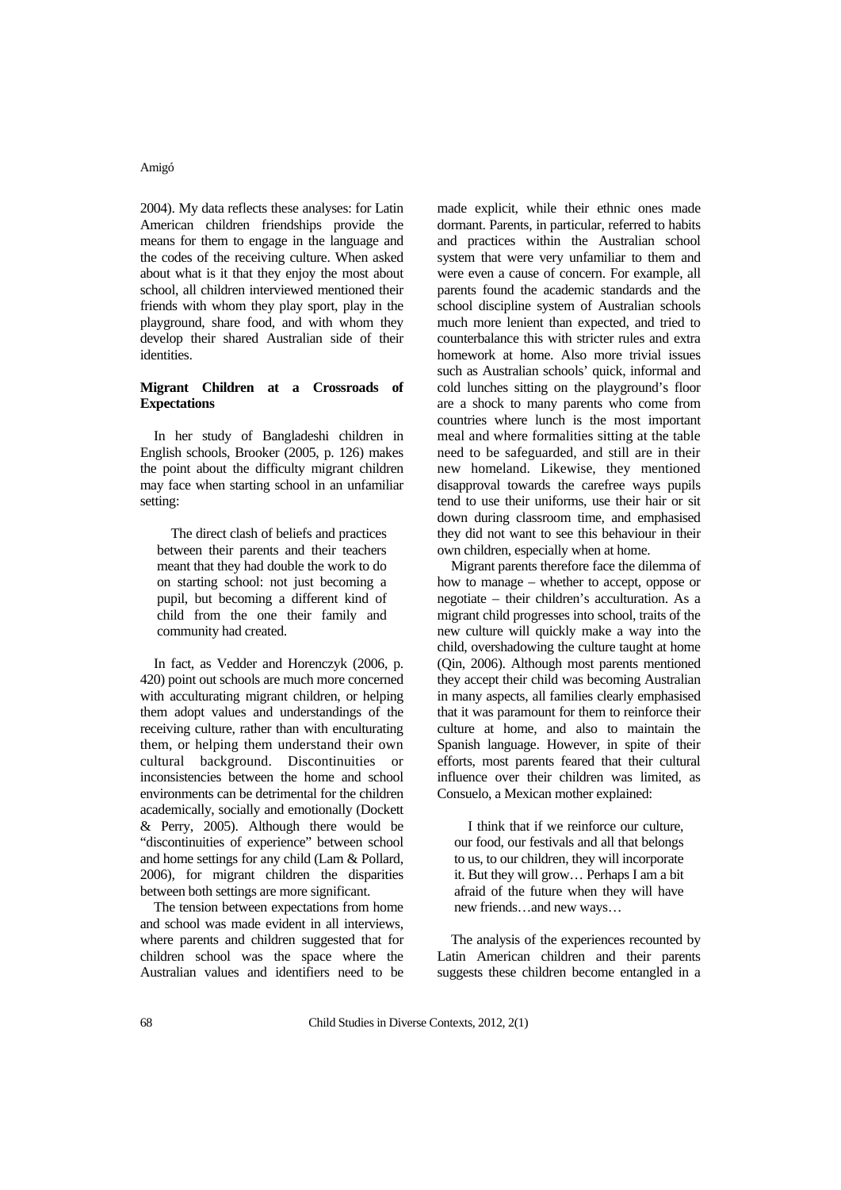2004). My data reflects these analyses: for Latin American children friendships provide the means for them to engage in the language and the codes of the receiving culture. When asked about what is it that they enjoy the most about school, all children interviewed mentioned their friends with whom they play sport, play in the playground, share food, and with whom they develop their shared Australian side of their identities.

## Migrant Children at a Crossroads of Expectations

In her study of Bangladeshi children in English schools, Brooker (2005, p. 126) makes the point about the difficulty migrant children may face when starting school in an unfamiliar setting:

> The direct clash of beliefs and practices between their parents and their teachers meant that they had double the work to do on starting school: not just becoming a pupil, but becoming a different kind of child from the one their family and community had created.

In fact, as Vedder and Horenczyk (2006, p. 420) point out schools are much more concerned with acculturating migrant children, or helping them adopt values and understandings of the receiving culture, rather than with enculturating them, or helping them understand their own cultural background. Discontinuities or inconsistencies between the home and school environments can be detrimental for the children academically, socially and emotionally (Dockett & Perry, 2005). Although there would be "discontinuities of experience" between school and home settings for any child (Lam & Pollard, 2006), for migrant children the disparities between both settings are more significant.

The tension between expectations from home and school was made evident in all interviews, where parents and children suggested that for children school was the space where the Australian values and identifiers need to be made explicit, while their ethnic ones made dormant. Parents, in particular, referred to habits and practices within the Australian school system that were very unfamiliar to them and were even a cause of concern. For example, all parents found the academic standards and the school discipline system of Australian schools much more lenient than expected, and tried to counterbalance this with stricter rules and extra homework at home. Also more trivial issues such as Australian schools' quick, informal and cold lunches sitting on the playground's floor are a shock to many parents who come from countries where lunch is the most important meal and where formalities sitting at the table need to be safeguarded, and still are in their new homeland. Likewise, they mentioned disapproval towards the carefree ways pupils tend to use their uniforms, use their hair or sit down during classroom time, and emphasised they did not want to see this behaviour in their own children, especially when at home.

Migrant parents therefore face the dilemma of how to manage – whether to accept, oppose or negotiate – their children's acculturation. As a migrant child progresses into school, traits of the new culture will quickly make a way into the child, overshadowing the culture taught at home (Qin, 2006). Although most parents mentioned they accept their child was becoming Australian in many aspects, all families clearly emphasised that it was paramount for them to reinforce their culture at home, and also to maintain the Spanish language. However, in spite of their efforts, most parents feared that their cultural influence over their children was limited, as Consuelo, a Mexican mother explained:

> I think that if we reinforce our culture, our food, our festivals and all that belongs to us, to our children, they will incorporate it. But they will grow… Perhaps I am a bit afraid of the future when they will have new friends…and new ways…

The analysis of the experiences recounted by Latin American children and their parents suggests these children become entangled in a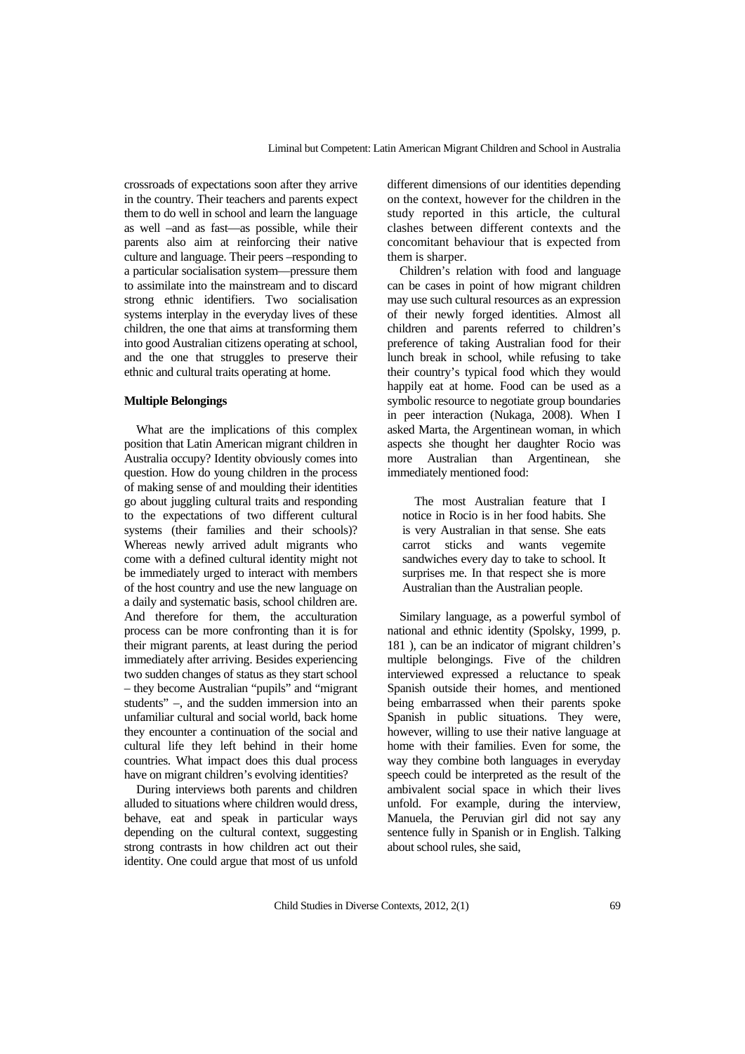crossroads of expectations soon after they arrive in the country. Their teachers and parents expect them to do well in school and learn the language as well –and as fast—as possible, while their parents also aim at reinforcing their native culture and language. Their peers –responding to a particular socialisation system—pressure them to assimilate into the mainstream and to discard strong ethnic identifiers. Two socialisation systems interplay in the everyday lives of these children, the one that aims at transforming them into good Australian citizens operating at school, and the one that struggles to preserve their ethnic and cultural traits operating at home.

**Multiple Belongings**

What are the implications of this complex position that Latin American migrant children in Australia occupy? Identity obviously comes into question. How do young children in the process of making sense of and moulding their identities go about juggling cultural traits and responding to the expectations of two different cultural systems (their families and their schools)? Whereas newly arrived adult migrants who come with a defined cultural identity might not be immediately urged to interact with members of the host country and use the new language on a daily and systematic basis, school children are. And therefore for them, the acculturation process can be more confronting than it is for their migrant parents, at least during the period immediately after arriving. Besides experiencing two sudden changes of status as they start school – they become Australian "pupils" and "migrant students" –, and the sudden immersion into an unfamiliar cultural and social world, back home they encounter a continuation of the social and cultural life they left behind in their home countries. What impact does this dual process have on migrant children's evolving identities?

During interviews both parents and children alluded to situations where children would dress, behave, eat and speak in particular ways depending on the cultural context, suggesting strong contrasts in how children act out their identity. One could argue that most of us unfold different dimensions of our identities depending on the context, however for the children in the study reported in this article, the cultural clashes between different contexts and the concomitant behaviour that is expected from them is sharper.

Children's relation with food and language can be cases in point of how migrant children may use such cultural resources as an expression of their newly forged identities. Almost all children and parents referred to children's preference of taking Australian food for their lunch break in school, while refusing to take their country's typical food which they would happily eat at home. Food can be used as a symbolic resource to negotiate group boundaries in peer interaction (Nukaga, 2008). When I asked Marta, the Argentinean woman, in which aspects she thought her daughter Rocio was more Australian than Argentinean, she immediately mentioned food:

> The most Australian feature that I notice in Rocio is in her food habits. She is very Australian in that sense. She eats carrot sticks and wants vegemite sandwiches every day to take to school. It surprises me. In that respect she is more Australian than the Australian people.

Similary language, as a powerful symbol of national and ethnic identity (Spolsky, 1999, p. 181 ), can be an indicator of migrant children's multiple belongings. Five of the children interviewed expressed a reluctance to speak Spanish outside their homes, and mentioned being embarrassed when their parents spoke Spanish in public situations. They were, however, willing to use their native language at home with their families. Even for some, the way they combine both languages in everyday speech could be interpreted as the result of the ambivalent social space in which their lives unfold. For example, during the interview, Manuela, the Peruvian girl did not say any sentence fully in Spanish or in English. Talking about school rules, she said,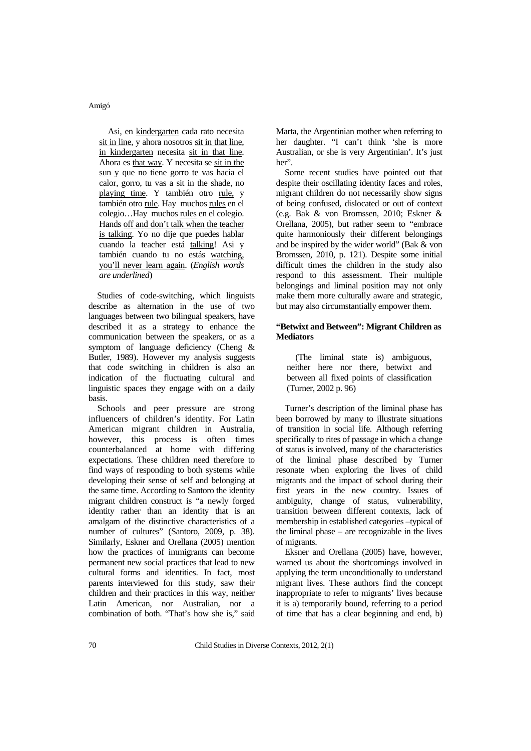> Asi, en <u>kindergarten</u> cada rato necesita <u>sit in line</u>, y ahora nosotros <u>sit in that line, in kindergarten</u> necesita <u>sit in that line</u>. Ahora es <u>that way</u>. Y necesita se <u>sit in the sun</u> y que no tiene gorro te vas hacia el calor, gorro, tu vas a <u>sit in the shade, no playing time</u>. Y también otro <u>rule</u>, y también otro <u>rule</u>. Hay muchos <u>rules</u> en el colegio…Hay muchos <u>rules</u> en el colegio. Hands <u>off and don't talk when the teacher is talking</u>. Yo no dije que puedes hablar cuando la teacher está <u>talking</u>! Asi y también cuando tu no estás <u>watching, you'll never learn again</u>. (*English words are underlined*)

Studies of code-switching, which linguists describe as alternation in the use of two languages between two bilingual speakers, have described it as a strategy to enhance the communication between the speakers, or as a symptom of language deficiency (Cheng & Butler, 1989). However my analysis suggests that code switching in children is also an indication of the fluctuating cultural and linguistic spaces they engage with on a daily basis.

Schools and peer pressure are strong influencers of children's identity. For Latin American migrant children in Australia, however, this process is often times counterbalanced at home with differing expectations. These children need therefore to find ways of responding to both systems while developing their sense of self and belonging at the same time. According to Santoro the identity migrant children construct is "a newly forged identity rather than an identity that is an amalgam of the distinctive characteristics of a number of cultures" (Santoro, 2009, p. 38). Similarly, Eskner and Orellana (2005) mention how the practices of immigrants can become permanent new social practices that lead to new cultural forms and identities. In fact, most parents interviewed for this study, saw their children and their practices in this way, neither Latin American, nor Australian, nor a combination of both. "That's how she is," said Marta, the Argentinian mother when referring to her daughter. "I can't think 'she is more Australian, or she is very Argentinian'. It's just her".

Some recent studies have pointed out that despite their oscillating identity faces and roles, migrant children do not necessarily show signs of being confused, dislocated or out of context (e.g. Bak & von Bromssen, 2010; Eskner & Orellana, 2005), but rather seem to "embrace quite harmoniously their different belongings and be inspired by the wider world" (Bak & von Bromssen, 2010, p. 121). Despite some initial difficult times the children in the study also respond to this assessment. Their multiple belongings and liminal position may not only make them more culturally aware and strategic, but may also circumstantially empower them.

### "Betwixt and Between": Migrant Children as Mediators

> (The liminal state is) ambiguous, neither here nor there, betwixt and between all fixed points of classification (Turner, 2002 p. 96)

Turner's description of the liminal phase has been borrowed by many to illustrate situations of transition in social life. Although referring specifically to rites of passage in which a change of status is involved, many of the characteristics of the liminal phase described by Turner resonate when exploring the lives of child migrants and the impact of school during their first years in the new country. Issues of ambiguity, change of status, vulnerability, transition between different contexts, lack of membership in established categories –typical of the liminal phase – are recognizable in the lives of migrants.

Eksner and Orellana (2005) have, however, warned us about the shortcomings involved in applying the term unconditionally to understand migrant lives. These authors find the concept inappropriate to refer to migrants' lives because it is a) temporarily bound, referring to a period of time that has a clear beginning and end, b)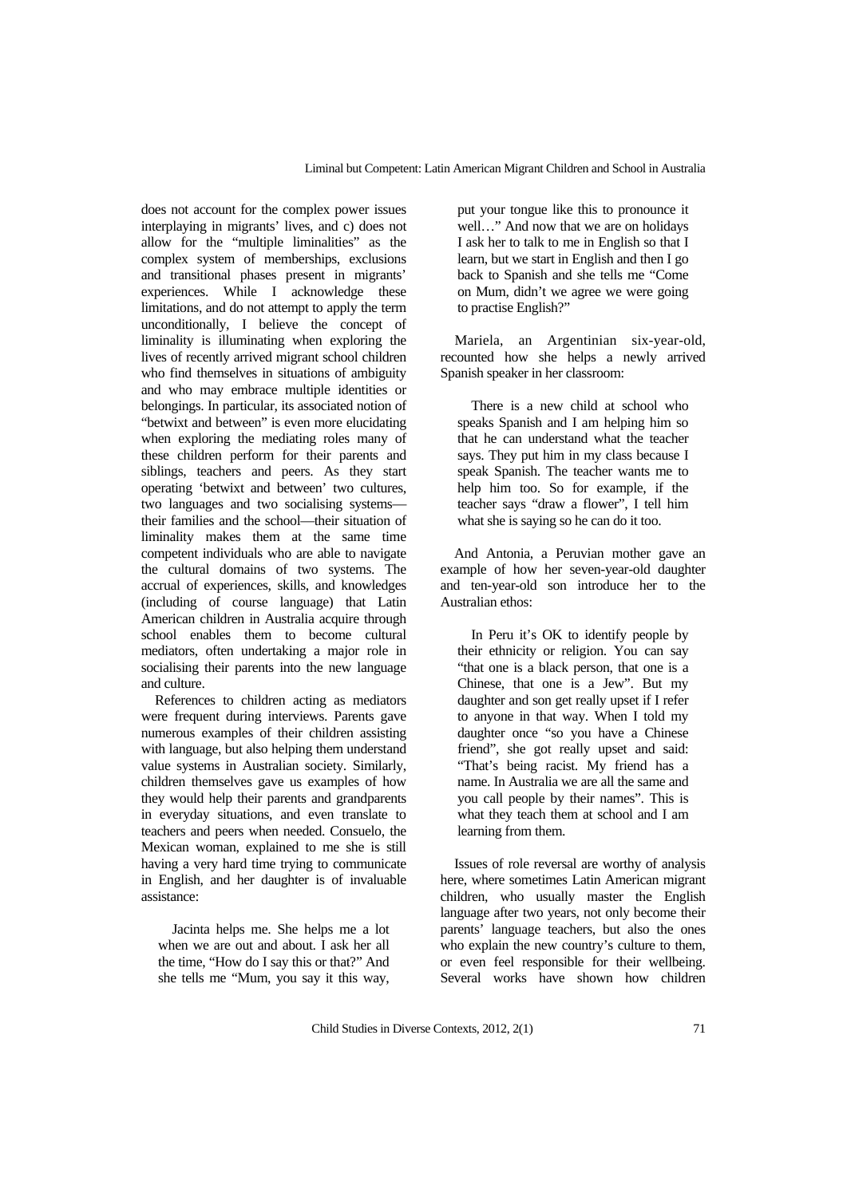does not account for the complex power issues interplaying in migrants' lives, and c) does not allow for the "multiple liminalities" as the complex system of memberships, exclusions and transitional phases present in migrants' experiences. While I acknowledge these limitations, and do not attempt to apply the term unconditionally, I believe the concept of liminality is illuminating when exploring the lives of recently arrived migrant school children who find themselves in situations of ambiguity and who may embrace multiple identities or belongings. In particular, its associated notion of "betwixt and between" is even more elucidating when exploring the mediating roles many of these children perform for their parents and siblings, teachers and peers. As they start operating 'betwixt and between' two cultures, two languages and two socialising systems—their families and the school—their situation of liminality makes them at the same time competent individuals who are able to navigate the cultural domains of two systems. The accrual of experiences, skills, and knowledges (including of course language) that Latin American children in Australia acquire through school enables them to become cultural mediators, often undertaking a major role in socialising their parents into the new language and culture.

References to children acting as mediators were frequent during interviews. Parents gave numerous examples of their children assisting with language, but also helping them understand value systems in Australian society. Similarly, children themselves gave us examples of how they would help their parents and grandparents in everyday situations, and even translate to teachers and peers when needed. Consuelo, the Mexican woman, explained to me she is still having a very hard time trying to communicate in English, and her daughter is of invaluable assistance:

> Jacinta helps me. She helps me a lot when we are out and about. I ask her all the time, "How do I say this or that?" And she tells me "Mum, you say it this way, put your tongue like this to pronounce it well…" And now that we are on holidays I ask her to talk to me in English so that I learn, but we start in English and then I go back to Spanish and she tells me "Come on Mum, didn't we agree we were going to practise English?"

Mariela, an Argentinian six-year-old, recounted how she helps a newly arrived Spanish speaker in her classroom:

> There is a new child at school who speaks Spanish and I am helping him so that he can understand what the teacher says. They put him in my class because I speak Spanish. The teacher wants me to help him too. So for example, if the teacher says "draw a flower", I tell him what she is saying so he can do it too.

And Antonia, a Peruvian mother gave an example of how her seven-year-old daughter and ten-year-old son introduce her to the Australian ethos:

> In Peru it's OK to identify people by their ethnicity or religion. You can say "that one is a black person, that one is a Chinese, that one is a Jew". But my daughter and son get really upset if I refer to anyone in that way. When I told my daughter once "so you have a Chinese friend", she got really upset and said: "That's being racist. My friend has a name. In Australia we are all the same and you call people by their names". This is what they teach them at school and I am learning from them.

Issues of role reversal are worthy of analysis here, where sometimes Latin American migrant children, who usually master the English language after two years, not only become their parents' language teachers, but also the ones who explain the new country's culture to them, or even feel responsible for their wellbeing. Several works have shown how children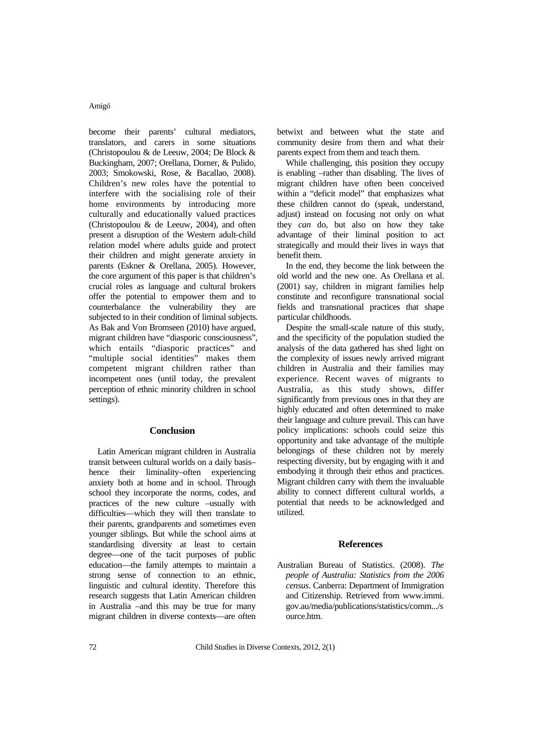become their parents' cultural mediators, translators, and carers in some situations (Christopoulou & de Leeuw, 2004; De Block & Buckingham, 2007; Orellana, Dorner, & Pulido, 2003; Smokowski, Rose, & Bacallao, 2008). Children's new roles have the potential to interfere with the socialising role of their home environments by introducing more culturally and educationally valued practices (Christopoulou & de Leeuw, 2004), and often present a disruption of the Western adult-child relation model where adults guide and protect their children and might generate anxiety in parents (Eskner & Orellana, 2005). However, the core argument of this paper is that children's crucial roles as language and cultural brokers offer the potential to empower them and to counterbalance the vulnerability they are subjected to in their condition of liminal subjects. As Bak and Von Bromseen (2010) have argued, migrant children have "diasporic consciousness", which entails "diasporic practices" and "multiple social identities" makes them competent migrant children rather than incompetent ones (until today, the prevalent perception of ethnic minority children in school settings).

## Conclusion

Latin American migrant children in Australia transit between cultural worlds on a daily basis–hence their liminality–often experiencing anxiety both at home and in school. Through school they incorporate the norms, codes, and practices of the new culture –usually with difficulties—which they will then translate to their parents, grandparents and sometimes even younger siblings. But while the school aims at standardising diversity at least to certain degree—one of the tacit purposes of public education—the family attempts to maintain a strong sense of connection to an ethnic, linguistic and cultural identity. Therefore this research suggests that Latin American children in Australia –and this may be true for many migrant children in diverse contexts—are often betwixt and between what the state and community desire from them and what their parents expect from them and teach them.

While challenging, this position they occupy is enabling –rather than disabling. The lives of migrant children have often been conceived within a "deficit model" that emphasizes what these children cannot do (speak, understand, adjust) instead on focusing not only on what they *can* do, but also on how they take advantage of their liminal position to act strategically and mould their lives in ways that benefit them.

In the end, they become the link between the old world and the new one. As Orellana et al. (2001) say, children in migrant families help constitute and reconfigure transnational social fields and transnational practices that shape particular childhoods.

Despite the small-scale nature of this study, and the specificity of the population studied the analysis of the data gathered has shed light on the complexity of issues newly arrived migrant children in Australia and their families may experience. Recent waves of migrants to Australia, as this study shows, differ significantly from previous ones in that they are highly educated and often determined to make their language and culture prevail. This can have policy implications: schools could seize this opportunity and take advantage of the multiple belongings of these children not by merely respecting diversity, but by engaging with it and embodying it through their ethos and practices. Migrant children carry with them the invaluable ability to connect different cultural worlds, a potential that needs to be acknowledged and utilized.

## References

Australian Bureau of Statistics. (2008). *The people of Australia: Statistics from the 2006 census*. Canberra: Department of Immigration and Citizenship. Retrieved from www.immi.gov.au/media/publications/statistics/comm.../source.htm.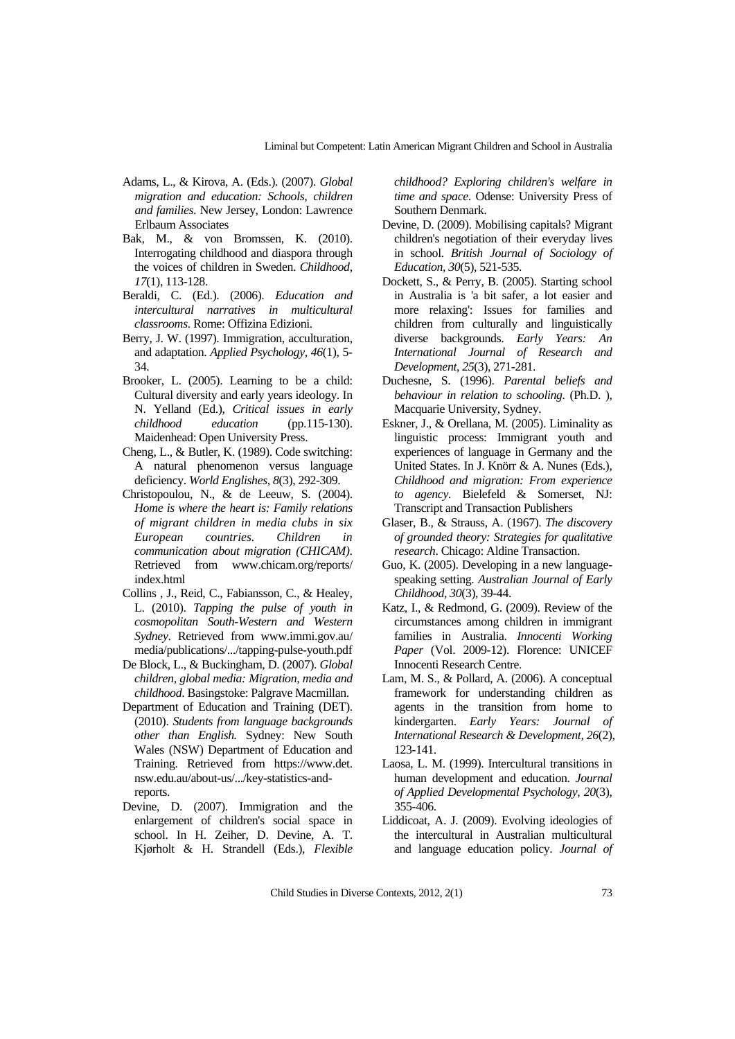Adams, L., & Kirova, A. (Eds.). (2007). *Global migration and education: Schools, children and families*. New Jersey, London: Lawrence Erlbaum Associates

Bak, M., & von Bromssen, K. (2010). Interrogating childhood and diaspora through the voices of children in Sweden. *Childhood, 17*(1), 113-128.

Beraldi, C. (Ed.). (2006). *Education and intercultural narratives in multicultural classrooms*. Rome: Offizina Edizioni.

Berry, J. W. (1997). Immigration, acculturation, and adaptation. *Applied Psychology, 46*(1), 5-34.

Brooker, L. (2005). Learning to be a child: Cultural diversity and early years ideology. In N. Yelland (Ed.), *Critical issues in early childhood education* (pp.115-130). Maidenhead: Open University Press.

Cheng, L., & Butler, K. (1989). Code switching: A natural phenomenon versus language deficiency. *World Englishes, 8*(3), 292-309.

Christopoulou, N., & de Leeuw, S. (2004). *Home is where the heart is: Family relations of migrant children in media clubs in six European countries. Children in communication about migration (CHICAM)*. Retrieved from www.chicam.org/reports/ index.html

Collins , J., Reid, C., Fabiansson, C., & Healey, L. (2010). *Tapping the pulse of youth in cosmopolitan South-Western and Western Sydney*. Retrieved from www.immi.gov.au/ media/publications/.../tapping-pulse-youth.pdf

De Block, L., & Buckingham, D. (2007). *Global children, global media: Migration, media and childhood*. Basingstoke: Palgrave Macmillan.

Department of Education and Training (DET). (2010). *Students from language backgrounds other than English.* Sydney: New South Wales (NSW) Department of Education and Training. Retrieved from https://www.det. nsw.edu.au/about-us/.../key-statistics-and-reports.

Devine, D. (2007). Immigration and the enlargement of children's social space in school. In H. Zeiher, D. Devine, A. T. Kjørholt & H. Strandell (Eds.), *Flexible childhood? Exploring children's welfare in time and space*. Odense: University Press of Southern Denmark.

Devine, D. (2009). Mobilising capitals? Migrant children's negotiation of their everyday lives in school. *British Journal of Sociology of Education, 30*(5), 521-535.

Dockett, S., & Perry, B. (2005). Starting school in Australia is 'a bit safer, a lot easier and more relaxing': Issues for families and children from culturally and linguistically diverse backgrounds. *Early Years: An International Journal of Research and Development, 25*(3), 271-281.

Duchesne, S. (1996). *Parental beliefs and behaviour in relation to schooling.* (Ph.D. ), Macquarie University, Sydney.

Eskner, J., & Orellana, M. (2005). Liminality as linguistic process: Immigrant youth and experiences of language in Germany and the United States. In J. Knörr & A. Nunes (Eds.), *Childhood and migration: From experience to agency.* Bielefeld & Somerset, NJ: Transcript and Transaction Publishers

Glaser, B., & Strauss, A. (1967). *The discovery of grounded theory: Strategies for qualitative research*. Chicago: Aldine Transaction.

Guo, K. (2005). Developing in a new language-speaking setting. *Australian Journal of Early Childhood, 30*(3), 39-44.

Katz, I., & Redmond, G. (2009). Review of the circumstances among children in immigrant families in Australia. *Innocenti Working Paper* (Vol. 2009-12). Florence: UNICEF Innocenti Research Centre.

Lam, M. S., & Pollard, A. (2006). A conceptual framework for understanding children as agents in the transition from home to kindergarten. *Early Years: Journal of International Research & Development, 26*(2), 123-141.

Laosa, L. M. (1999). Intercultural transitions in human development and education. *Journal of Applied Developmental Psychology, 20*(3), 355-406.

Liddicoat, A. J. (2009). Evolving ideologies of the intercultural in Australian multicultural and language education policy. *Journal of*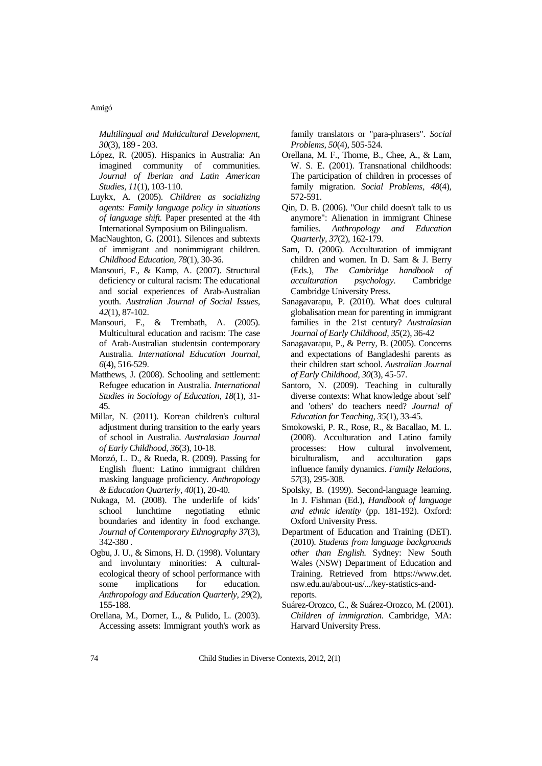*Multilingual and Multicultural Development, 30*(3), 189 - 203.

López, R. (2005). Hispanics in Australia: An imagined community of communities. *Journal of Iberian and Latin American Studies, 11*(1), 103-110.

Luykx, A. (2005). *Children as socializing agents: Family language policy in situations of language shift.* Paper presented at the 4th International Symposium on Bilingualism.

MacNaughton, G. (2001). Silences and subtexts of immigrant and nonimmigrant children. *Childhood Education, 78*(1), 30-36.

Mansouri, F., & Kamp, A. (2007). Structural deficiency or cultural racism: The educational and social experiences of Arab-Australian youth. *Australian Journal of Social Issues, 42*(1), 87-102.

Mansouri, F., & Trembath, A. (2005). Multicultural education and racism: The case of Arab-Australian studentsin contemporary Australia. *International Education Journal, 6*(4), 516-529.

Matthews, J. (2008). Schooling and settlement: Refugee education in Australia. *International Studies in Sociology of Education, 18*(1), 31-45.

Millar, N. (2011). Korean children's cultural adjustment during transition to the early years of school in Australia. *Australasian Journal of Early Childhood, 36*(3), 10-18.

Monzó, L. D., & Rueda, R. (2009). Passing for English fluent: Latino immigrant children masking language proficiency. *Anthropology & Education Quarterly, 40*(1), 20-40.

Nukaga, M. (2008). The underlife of kids' school lunchtime negotiating ethnic boundaries and identity in food exchange. *Journal of Contemporary Ethnography 37*(3), 342-380 .

Ogbu, J. U., & Simons, H. D. (1998). Voluntary and involuntary minorities: A cultural-ecological theory of school performance with some implications for education. *Anthropology and Education Quarterly, 29*(2), 155-188.

Orellana, M., Dorner, L., & Pulido, L. (2003). Accessing assets: Immigrant youth's work as family translators or "para-phrasers". *Social Problems, 50*(4), 505-524.

Orellana, M. F., Thorne, B., Chee, A., & Lam, W. S. E. (2001). Transnational childhoods: The participation of children in processes of family migration. *Social Problems, 48*(4), 572-591.

Qin, D. B. (2006). "Our child doesn't talk to us anymore": Alienation in immigrant Chinese families. *Anthropology and Education Quarterly, 37*(2), 162-179.

Sam, D. (2006). Acculturation of immigrant children and women. In D. Sam & J. Berry (Eds.), *The Cambridge handbook of acculturation psychology*. Cambridge Cambridge University Press.

Sanagavarapu, P. (2010). What does cultural globalisation mean for parenting in immigrant families in the 21st century? *Australasian Journal of Early Childhood, 35*(2), 36-42

Sanagavarapu, P., & Perry, B. (2005). Concerns and expectations of Bangladeshi parents as their children start school. *Australian Journal of Early Childhood, 30*(3), 45-57.

Santoro, N. (2009). Teaching in culturally diverse contexts: What knowledge about 'self' and 'others' do teachers need? *Journal of Education for Teaching, 35*(1), 33-45.

Smokowski, P. R., Rose, R., & Bacallao, M. L. (2008). Acculturation and Latino family processes: How cultural involvement, biculturalism, and acculturation gaps influence family dynamics. *Family Relations, 57*(3), 295-308.

Spolsky, B. (1999). Second-language learning. In J. Fishman (Ed.), *Handbook of language and ethnic identity* (pp. 181-192). Oxford: Oxford University Press.

Department of Education and Training (DET). (2010). *Students from language backgrounds other than English.* Sydney: New South Wales (NSW) Department of Education and Training. Retrieved from https://www.det.nsw.edu.au/about-us/.../key-statistics-and-reports.

Suárez-Orozco, C., & Suárez-Orozco, M. (2001). *Children of immigration*. Cambridge, MA: Harvard University Press.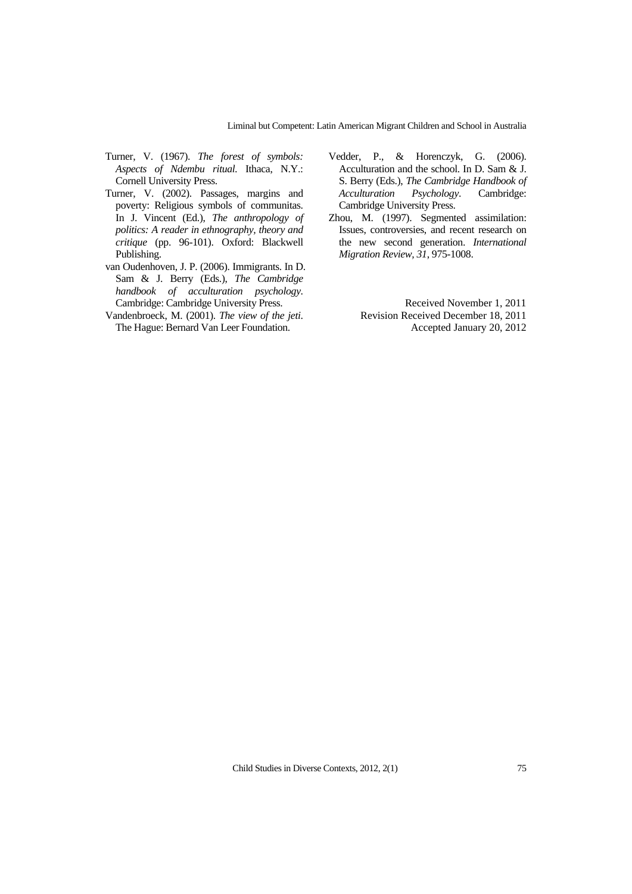Turner, V. (1967). *The forest of symbols: Aspects of Ndembu ritual.* Ithaca, N.Y.: Cornell University Press.

Turner, V. (2002). Passages, margins and poverty: Religious symbols of communitas. In J. Vincent (Ed.), *The anthropology of politics: A reader in ethnography, theory and critique* (pp. 96-101). Oxford: Blackwell Publishing.

van Oudenhoven, J. P. (2006). Immigrants. In D. Sam & J. Berry (Eds.), *The Cambridge handbook of acculturation psychology*. Cambridge: Cambridge University Press.

Vandenbroeck, M. (2001). *The view of the jeti*. The Hague: Bernard Van Leer Foundation.

Vedder, P., & Horenczyk, G. (2006). Acculturation and the school. In D. Sam & J. S. Berry (Eds.), *The Cambridge Handbook of Acculturation Psychology*. Cambridge: Cambridge University Press.

Zhou, M. (1997). Segmented assimilation: Issues, controversies, and recent research on the new second generation. *International Migration Review, 31*, 975-1008.

Received November 1, 2011
Revision Received December 18, 2011
Accepted January 20, 2012